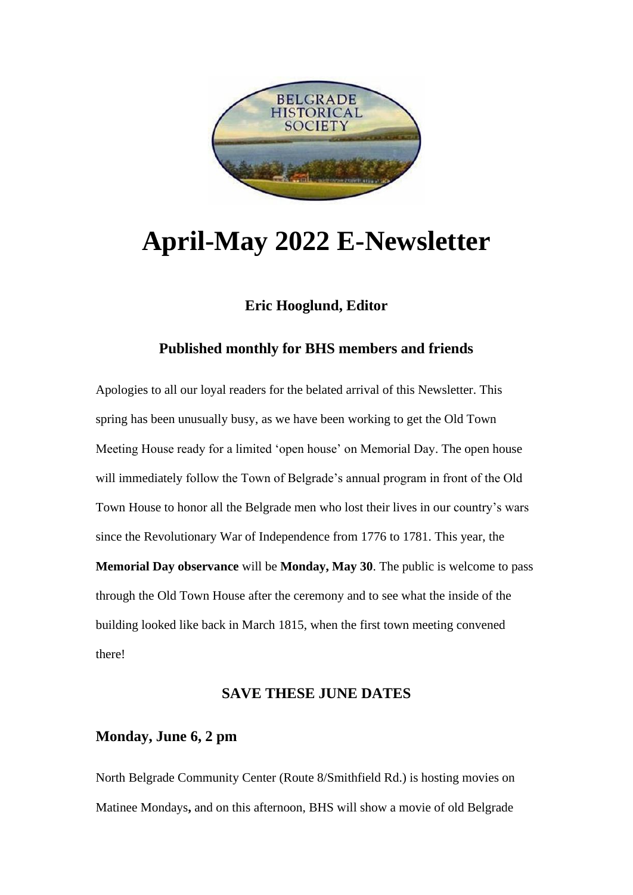# April-May 2022 E-Newsletter

### Eric Hooglund, Editor

### Published monthly for BHS members and friends

Apologies to all our loyal readers for the belated arrival of this Newsletter. This spring has been unusually busy, as we have been working to get the Old Town Meeting House ready for a limited 'open house' on Memorial Day. The open house will immediately follow the Town of Belgrade's annual program in front of the Old Town House to honor all the Belgrade men who lost their lives in our country's wars since the Revolutionary War of Independence from 1776 to 1781. This year, the **Memorial Day observance** will be **Monday, May 30**. The public is welcome to pass through the Old Town House after the ceremony and to see what the inside of the building looked like back in March 1815, when the first town meeting convened there!

### SAVE THESE JUNE DATES

## Monday, June 6, 2 pm

North Belgrade Community Center (Route 8/Smithfield Rd.) is hosting movies on Matinee Mondays**,** and on this afternoon, BHS will show a movie of old Belgrade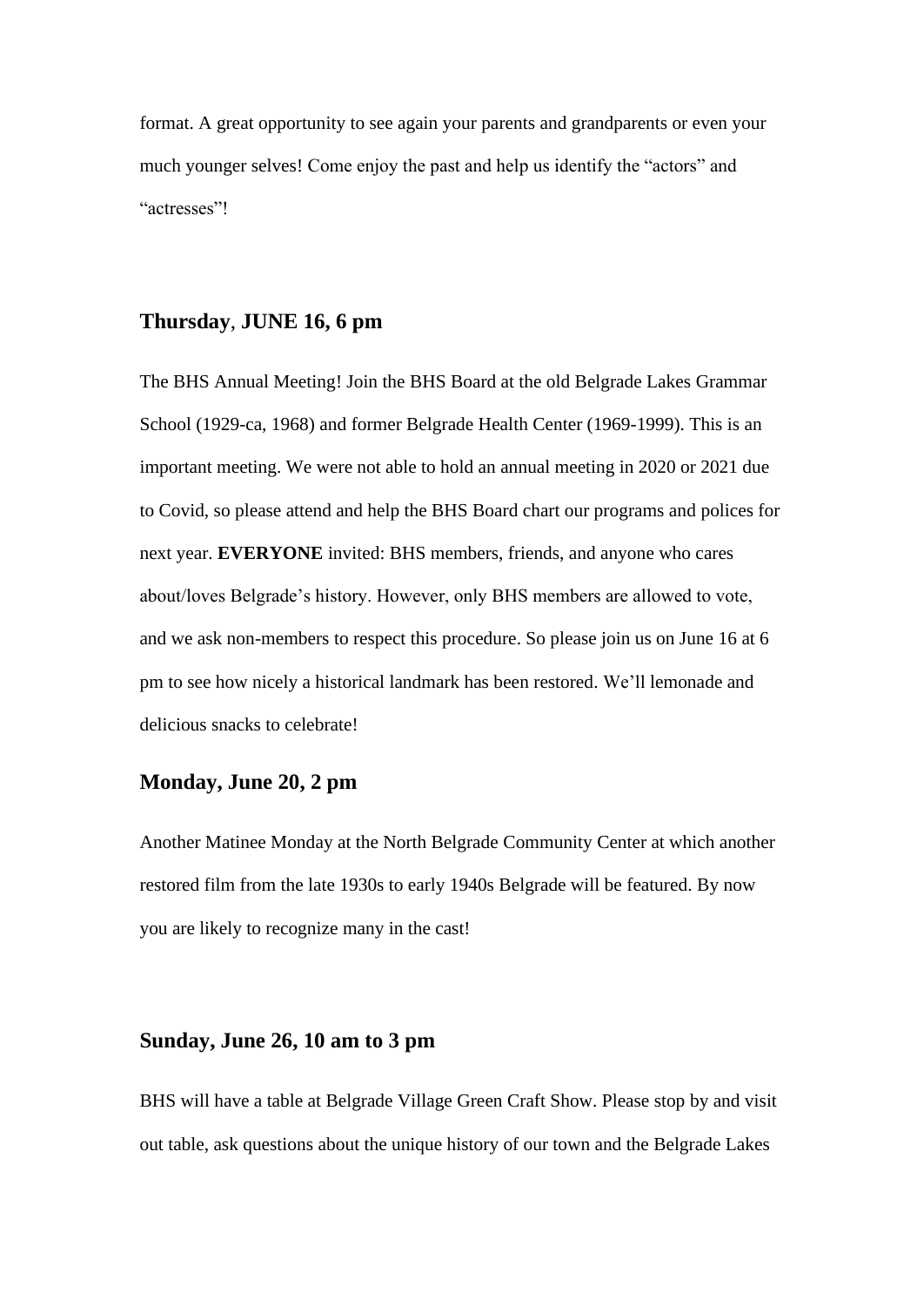format. A great opportunity to see again your parents and grandparents or even your much younger selves! Come enjoy the past and help us identify the "actors" and "actresses"!

### Thursday, JUNE 16, 6 pm

The BHS Annual Meeting! Join the BHS Board at the old Belgrade Lakes Grammar School (1929-ca, 1968) and former Belgrade Health Center (1969-1999). This is an important meeting. We were not able to hold an annual meeting in 2020 or 2021 due to Covid, so please attend and help the BHS Board chart our programs and polices for next year. **EVERYONE** invited: BHS members, friends, and anyone who cares about/loves Belgrade's history. However, only BHS members are allowed to vote, and we ask non-members to respect this procedure. So please join us on June 16 at 6 pm to see how nicely a historical landmark has been restored. We'll lemonade and delicious snacks to celebrate!

### Monday, June 20, 2 pm

Another Matinee Monday at the North Belgrade Community Center at which another restored film from the late 1930s to early 1940s Belgrade will be featured. By now you are likely to recognize many in the cast!

### Sunday, June 26, 10 am to 3 pm

BHS will have a table at Belgrade Village Green Craft Show. Please stop by and visit out table, ask questions about the unique history of our town and the Belgrade Lakes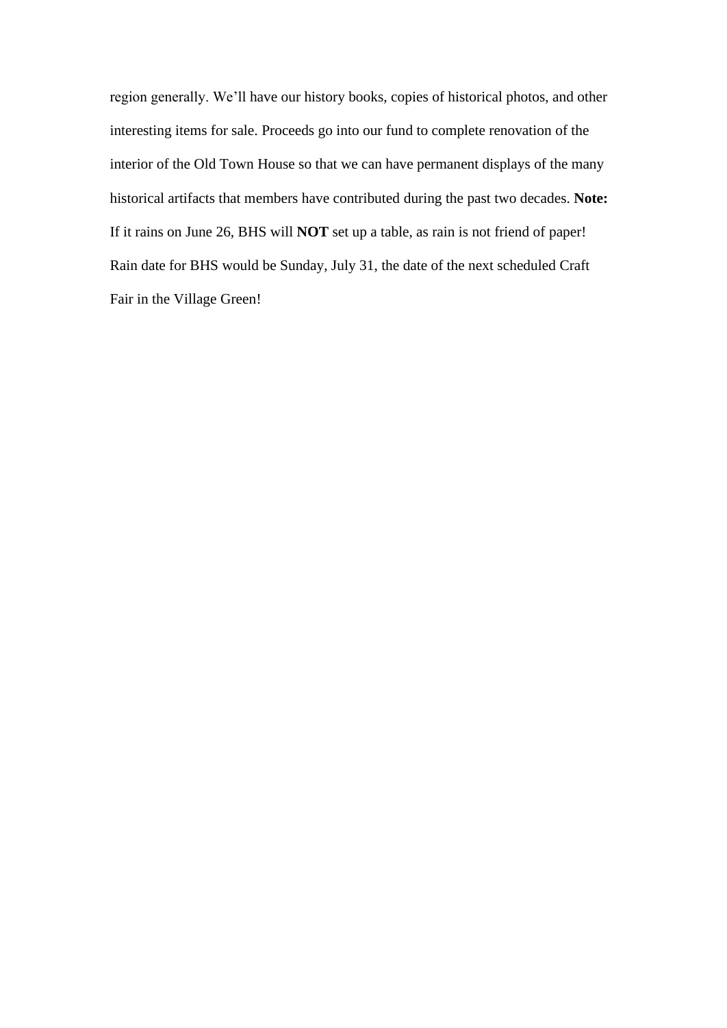region generally. We'll have our history books, copies of historical photos, and other interesting items for sale. Proceeds go into our fund to complete renovation of the interior of the Old Town House so that we can have permanent displays of the many historical artifacts that members have contributed during the past two decades. **Note:** If it rains on June 26, BHS will **NOT** set up a table, as rain is not friend of paper! Rain date for BHS would be Sunday, July 31, the date of the next scheduled Craft Fair in the Village Green!